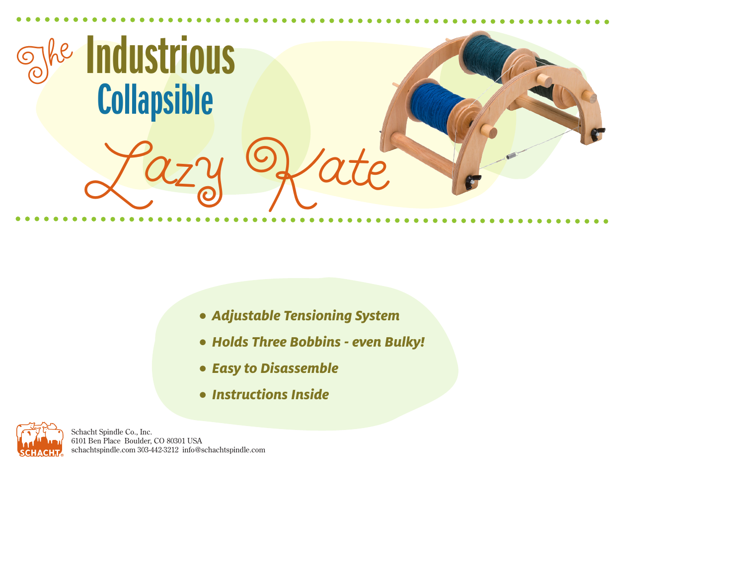# The Industrious Collapsible Lazy Kate

- *Adjustable Tensioning System*
- *Holds Three Bobbins - even Bulky!*
- *Easy to Disassemble*
- *Instructions Inside*

SCHACHT

Schacht Spindle Co., Inc.
6101 Ben Place Boulder, CO 80301 USA
schachtspindle.com 303-442-3212 info@schachtspindle.com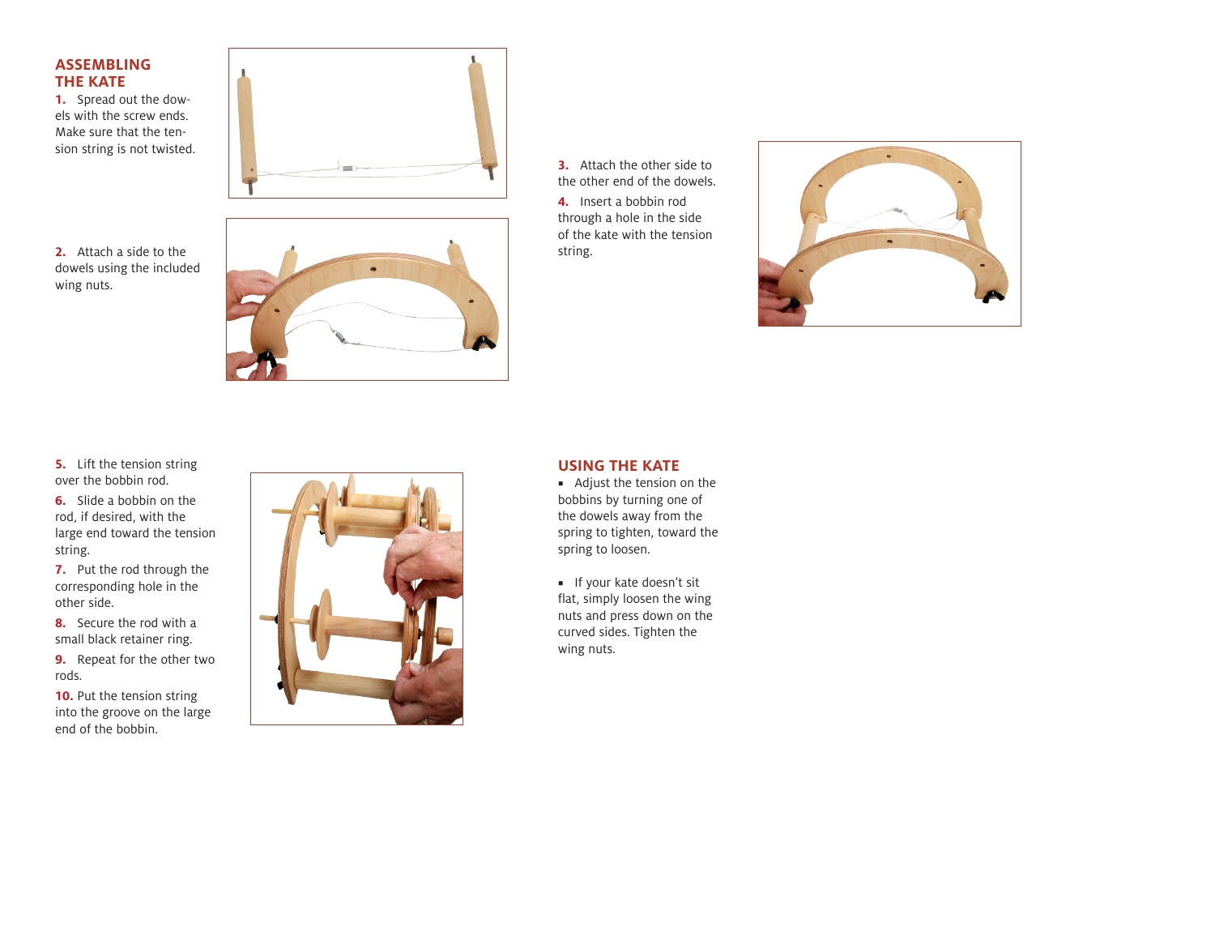## ASSEMBLING THE KATE

**1.** Spread out the dowels with the screw ends. Make sure that the tension string is not twisted.

**2.** Attach a side to the dowels using the included wing nuts.

**3.** Attach the other side to the other end of the dowels.

**4.** Insert a bobbin rod through a hole in the side of the kate with the tension string.

**5.** Lift the tension string over the bobbin rod.

**6.** Slide a bobbin on the rod, if desired, with the large end toward the tension string.

**7.** Put the rod through the corresponding hole in the other side.

**8.** Secure the rod with a small black retainer ring.

**9.** Repeat for the other two rods.

**10.** Put the tension string into the groove on the large end of the bobbin.

## USING THE KATE

- Adjust the tension on the bobbins by turning one of the dowels away from the spring to tighten, toward the spring to loosen.

- If your kate doesn't sit flat, simply loosen the wing nuts and press down on the curved sides. Tighten the wing nuts.